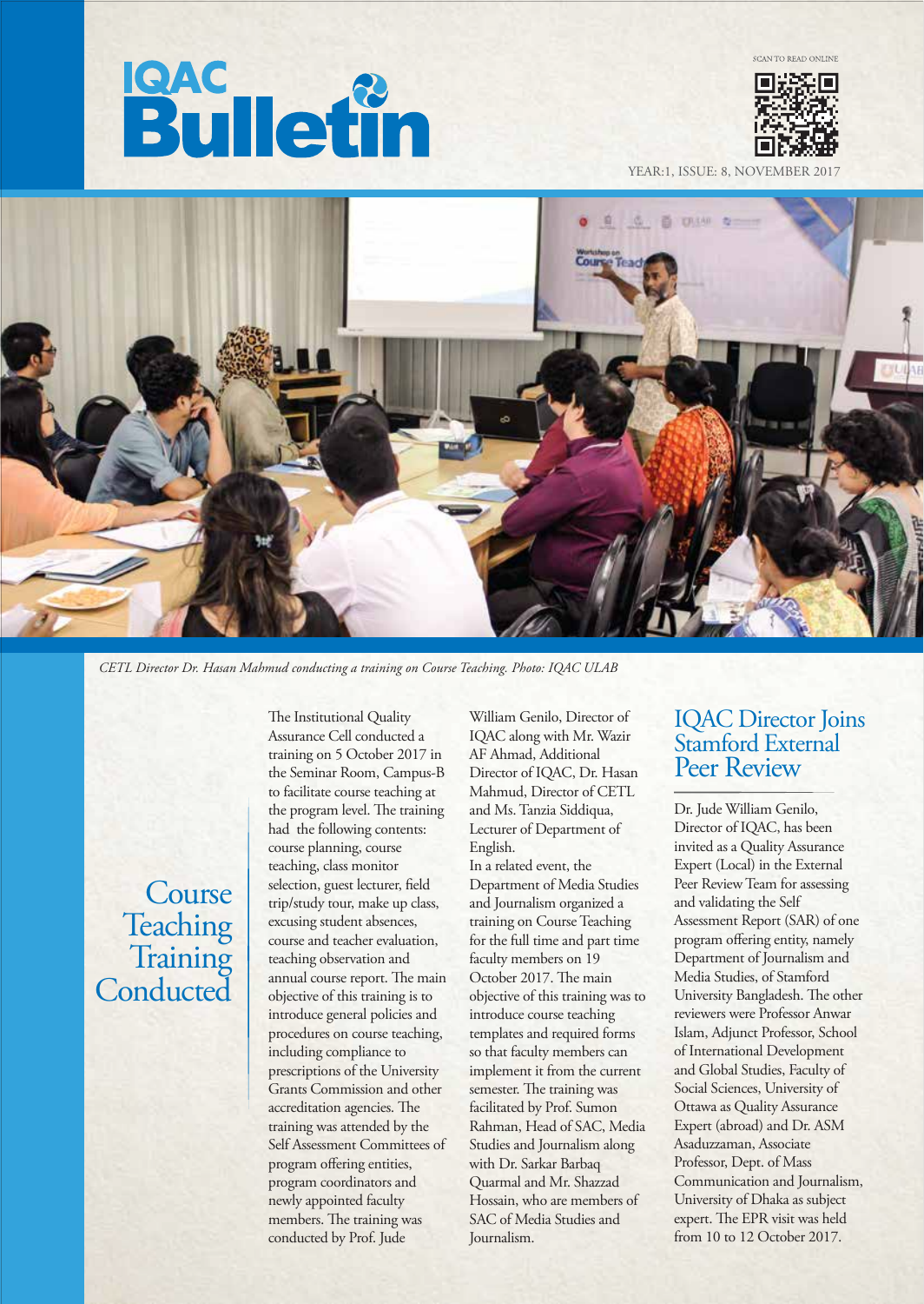# IQAC Bulletin

SCAN TO READ ONLINE

YEAR:1, ISSUE: 8, NOVEMBER 2017

*CETL Director Dr. Hasan Mahmud conducting a training on Course Teaching. Photo: IQAC ULAB*

## Course Teaching Training Conducted

The Institutional Quality Assurance Cell conducted a training on 5 October 2017 in the Seminar Room, Campus-B to facilitate course teaching at the program level. The training had the following contents: course planning, course teaching, class monitor selection, guest lecturer, field trip/study tour, make up class, excusing student absences, course and teacher evaluation, teaching observation and annual course report. The main objective of this training is to introduce general policies and procedures on course teaching, including compliance to prescriptions of the University Grants Commission and other accreditation agencies. The training was attended by the Self Assessment Committees of program offering entities, program coordinators and newly appointed faculty members. The training was conducted by Prof. Jude William Genilo, Director of IQAC along with Mr. Wazir AF Ahmad, Additional Director of IQAC, Dr. Hasan Mahmud, Director of CETL and Ms. Tanzia Siddiqua, Lecturer of Department of English.

In a related event, the Department of Media Studies and Journalism organized a training on Course Teaching for the full time and part time faculty members on 19 October 2017. The main objective of this training was to introduce course teaching templates and required forms so that faculty members can implement it from the current semester. The training was facilitated by Prof. Sumon Rahman, Head of SAC, Media Studies and Journalism along with Dr. Sarkar Barbaq Quarmal and Mr. Shazzad Hossain, who are members of SAC of Media Studies and Journalism.

## IQAC Director Joins Stamford External Peer Review

Dr. Jude William Genilo, Director of IQAC, has been invited as a Quality Assurance Expert (Local) in the External Peer Review Team for assessing and validating the Self Assessment Report (SAR) of one program offering entity, namely Department of Journalism and Media Studies, of Stamford University Bangladesh. The other reviewers were Professor Anwar Islam, Adjunct Professor, School of International Development and Global Studies, Faculty of Social Sciences, University of Ottawa as Quality Assurance Expert (abroad) and Dr. ASM Asaduzzaman, Associate Professor, Dept. of Mass Communication and Journalism, University of Dhaka as subject expert. The EPR visit was held from 10 to 12 October 2017.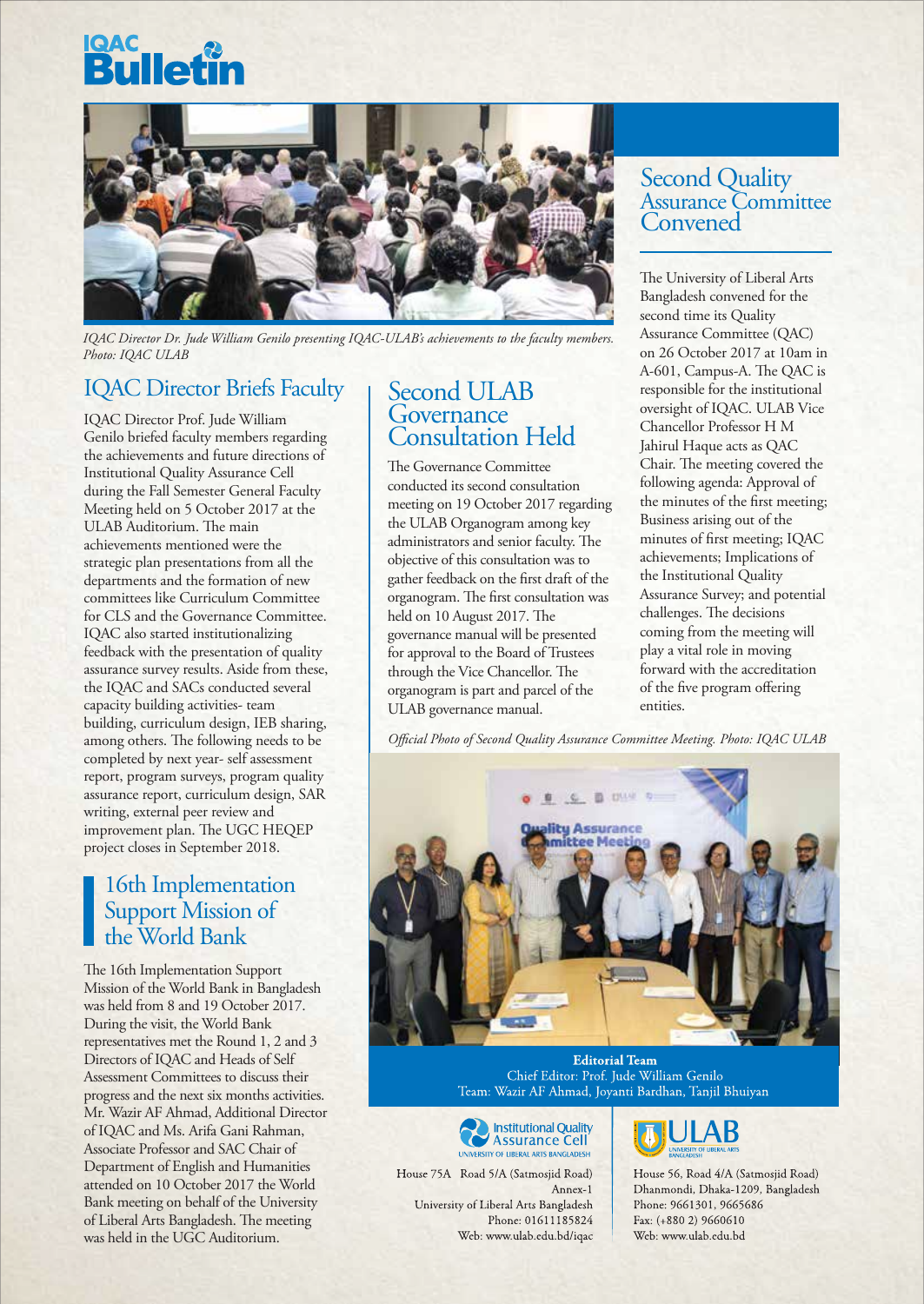# IQAC Bulletin

*IQAC Director Dr. Jude William Genilo presenting IQAC-ULAB's achievements to the faculty members. Photo: IQAC ULAB*

## IQAC Director Briefs Faculty

IQAC Director Prof. Jude William Genilo briefed faculty members regarding the achievements and future directions of Institutional Quality Assurance Cell during the Fall Semester General Faculty Meeting held on 5 October 2017 at the ULAB Auditorium. The main achievements mentioned were the strategic plan presentations from all the departments and the formation of new committees like Curriculum Committee for CLS and the Governance Committee. IQAC also started institutionalizing feedback with the presentation of quality assurance survey results. Aside from these, the IQAC and SACs conducted several capacity building activities- team building, curriculum design, IEB sharing, among others. The following needs to be completed by next year- self assessment report, program surveys, program quality assurance report, curriculum design, SAR writing, external peer review and improvement plan. The UGC HEQEP project closes in September 2018.

## 16th Implementation Support Mission of the World Bank

The 16th Implementation Support Mission of the World Bank in Bangladesh was held from 8 and 19 October 2017. During the visit, the World Bank representatives met the Round 1, 2 and 3 Directors of IQAC and Heads of Self Assessment Committees to discuss their progress and the next six months activities. Mr. Wazir AF Ahmad, Additional Director of IQAC and Ms. Arifa Gani Rahman, Associate Professor and SAC Chair of Department of English and Humanities attended on 10 October 2017 the World Bank meeting on behalf of the University of Liberal Arts Bangladesh. The meeting was held in the UGC Auditorium.

## Second ULAB Governance Consultation Held

The Governance Committee conducted its second consultation meeting on 19 October 2017 regarding the ULAB Organogram among key administrators and senior faculty. The objective of this consultation was to gather feedback on the first draft of the organogram. The first consultation was held on 10 August 2017. The governance manual will be presented for approval to the Board of Trustees through the Vice Chancellor. The organogram is part and parcel of the ULAB governance manual.

## Second Quality Assurance Committee Convened

The University of Liberal Arts Bangladesh convened for the second time its Quality Assurance Committee (QAC) on 26 October 2017 at 10am in A-601, Campus-A. The QAC is responsible for the institutional oversight of IQAC. ULAB Vice Chancellor Professor H M Jahirul Haque acts as QAC Chair. The meeting covered the following agenda: Approval of the minutes of the first meeting; Business arising out of the minutes of first meeting; IQAC achievements; Implications of the Institutional Quality Assurance Survey; and potential challenges. The decisions coming from the meeting will play a vital role in moving forward with the accreditation of the five program offering entities.

*Official Photo of Second Quality Assurance Committee Meeting. Photo: IQAC ULAB*

**Editorial Team**
Chief Editor: Prof. Jude William Genilo
Team: Wazir AF Ahmad, Joyanti Bardhan, Tanjil Bhuiyan

Institutional Quality Assurance Cell
University of Liberal Arts Bangladesh

House 75A Road 5/A (Satmosjid Road)
Annex-1
University of Liberal Arts Bangladesh
Phone: 01611185824
Web: www.ulab.edu.bd/iqac

ULAB
University of Liberal Arts Bangladesh

House 56, Road 4/A (Satmosjid Road)
Dhanmondi, Dhaka-1209, Bangladesh
Phone: 9661301, 9665686
Fax: (+880 2) 9660610
Web: www.ulab.edu.bd